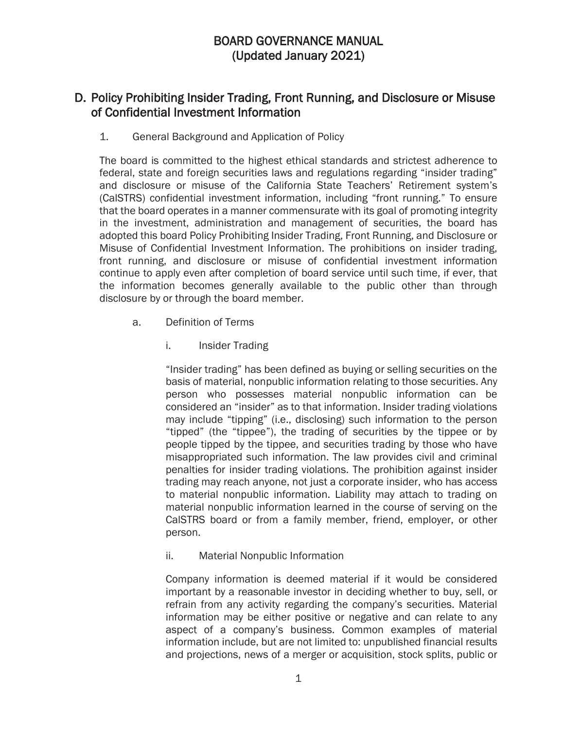# BOARD GOVERNANCE MANUAL
# (Updated January 2021)

## D. Policy Prohibiting Insider Trading, Front Running, and Disclosure or Misuse of Confidential Investment Information

1. General Background and Application of Policy

The board is committed to the highest ethical standards and strictest adherence to federal, state and foreign securities laws and regulations regarding "insider trading" and disclosure or misuse of the California State Teachers' Retirement system's (CalSTRS) confidential investment information, including "front running." To ensure that the board operates in a manner commensurate with its goal of promoting integrity in the investment, administration and management of securities, the board has adopted this board Policy Prohibiting Insider Trading, Front Running, and Disclosure or Misuse of Confidential Investment Information. The prohibitions on insider trading, front running, and disclosure or misuse of confidential investment information continue to apply even after completion of board service until such time, if ever, that the information becomes generally available to the public other than through disclosure by or through the board member.

a. Definition of Terms

i. Insider Trading

"Insider trading" has been defined as buying or selling securities on the basis of material, nonpublic information relating to those securities. Any person who possesses material nonpublic information can be considered an "insider" as to that information. Insider trading violations may include "tipping" (i.e., disclosing) such information to the person "tipped" (the "tippee"), the trading of securities by the tippee or by people tipped by the tippee, and securities trading by those who have misappropriated such information. The law provides civil and criminal penalties for insider trading violations. The prohibition against insider trading may reach anyone, not just a corporate insider, who has access to material nonpublic information. Liability may attach to trading on material nonpublic information learned in the course of serving on the CalSTRS board or from a family member, friend, employer, or other person.

ii. Material Nonpublic Information

Company information is deemed material if it would be considered important by a reasonable investor in deciding whether to buy, sell, or refrain from any activity regarding the company's securities. Material information may be either positive or negative and can relate to any aspect of a company's business. Common examples of material information include, but are not limited to: unpublished financial results and projections, news of a merger or acquisition, stock splits, public or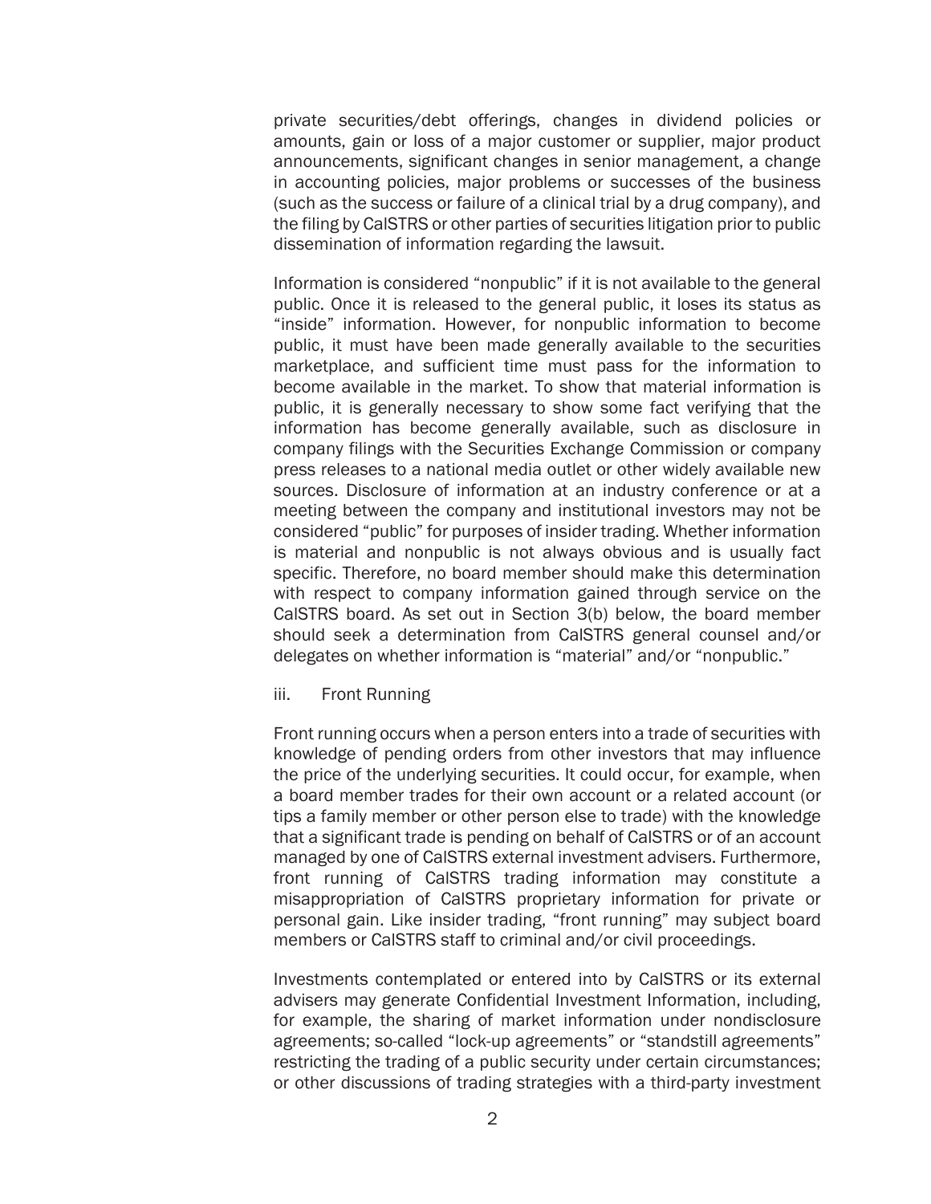private securities/debt offerings, changes in dividend policies or amounts, gain or loss of a major customer or supplier, major product announcements, significant changes in senior management, a change in accounting policies, major problems or successes of the business (such as the success or failure of a clinical trial by a drug company), and the filing by CalSTRS or other parties of securities litigation prior to public dissemination of information regarding the lawsuit.

Information is considered "nonpublic" if it is not available to the general public. Once it is released to the general public, it loses its status as "inside" information. However, for nonpublic information to become public, it must have been made generally available to the securities marketplace, and sufficient time must pass for the information to become available in the market. To show that material information is public, it is generally necessary to show some fact verifying that the information has become generally available, such as disclosure in company filings with the Securities Exchange Commission or company press releases to a national media outlet or other widely available new sources. Disclosure of information at an industry conference or at a meeting between the company and institutional investors may not be considered "public" for purposes of insider trading. Whether information is material and nonpublic is not always obvious and is usually fact specific. Therefore, no board member should make this determination with respect to company information gained through service on the CalSTRS board. As set out in Section 3(b) below, the board member should seek a determination from CalSTRS general counsel and/or delegates on whether information is "material" and/or "nonpublic."

iii. Front Running

Front running occurs when a person enters into a trade of securities with knowledge of pending orders from other investors that may influence the price of the underlying securities. It could occur, for example, when a board member trades for their own account or a related account (or tips a family member or other person else to trade) with the knowledge that a significant trade is pending on behalf of CalSTRS or of an account managed by one of CalSTRS external investment advisers. Furthermore, front running of CalSTRS trading information may constitute a misappropriation of CalSTRS proprietary information for private or personal gain. Like insider trading, "front running" may subject board members or CalSTRS staff to criminal and/or civil proceedings.

Investments contemplated or entered into by CalSTRS or its external advisers may generate Confidential Investment Information, including, for example, the sharing of market information under nondisclosure agreements; so-called "lock-up agreements" or "standstill agreements" restricting the trading of a public security under certain circumstances; or other discussions of trading strategies with a third-party investment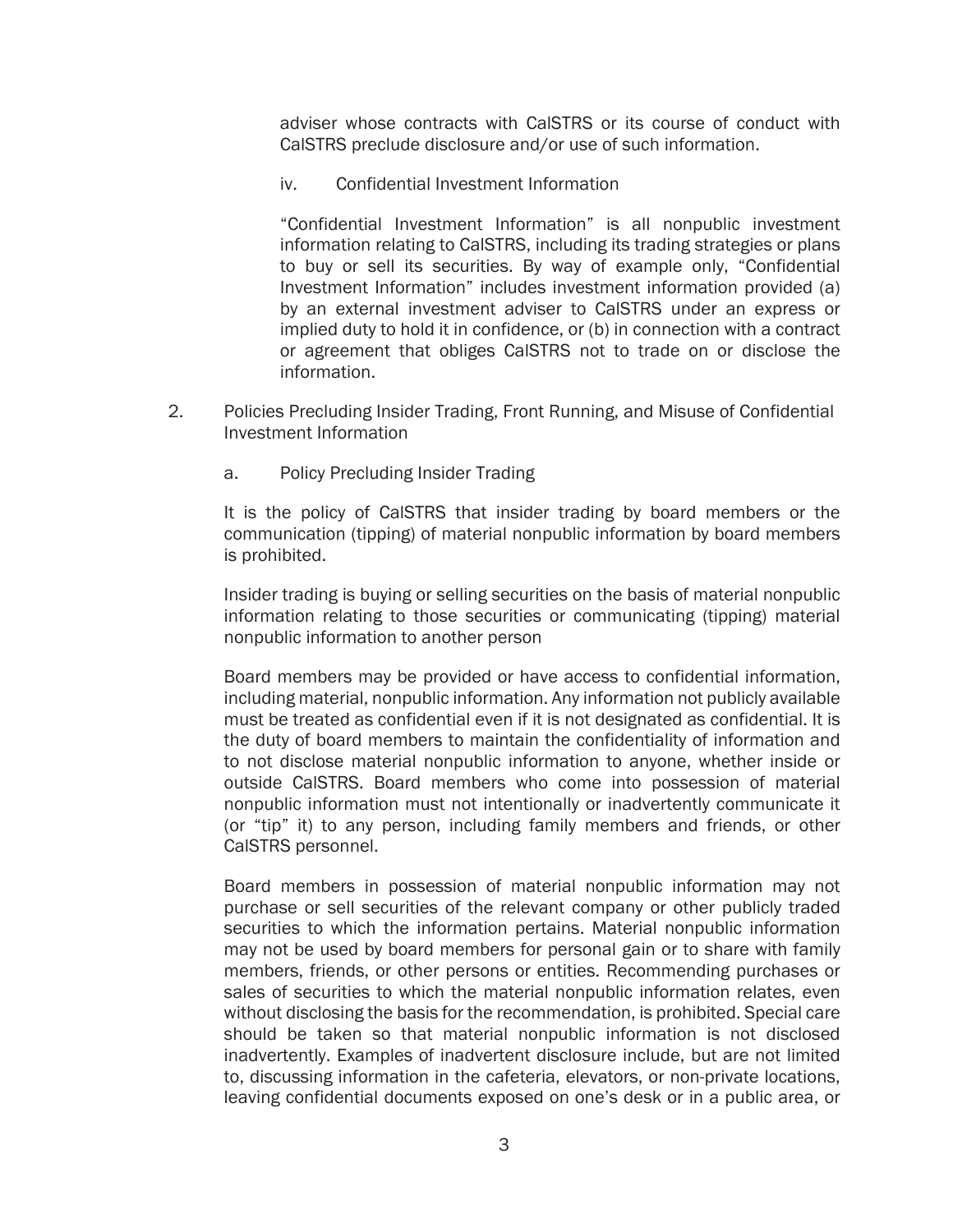adviser whose contracts with CalSTRS or its course of conduct with CalSTRS preclude disclosure and/or use of such information.

iv. Confidential Investment Information

"Confidential Investment Information" is all nonpublic investment information relating to CalSTRS, including its trading strategies or plans to buy or sell its securities. By way of example only, "Confidential Investment Information" includes investment information provided (a) by an external investment adviser to CalSTRS under an express or implied duty to hold it in confidence, or (b) in connection with a contract or agreement that obliges CalSTRS not to trade on or disclose the information.

2. Policies Precluding Insider Trading, Front Running, and Misuse of Confidential Investment Information

a. Policy Precluding Insider Trading

It is the policy of CalSTRS that insider trading by board members or the communication (tipping) of material nonpublic information by board members is prohibited.

Insider trading is buying or selling securities on the basis of material nonpublic information relating to those securities or communicating (tipping) material nonpublic information to another person

Board members may be provided or have access to confidential information, including material, nonpublic information. Any information not publicly available must be treated as confidential even if it is not designated as confidential. It is the duty of board members to maintain the confidentiality of information and to not disclose material nonpublic information to anyone, whether inside or outside CalSTRS. Board members who come into possession of material nonpublic information must not intentionally or inadvertently communicate it (or "tip" it) to any person, including family members and friends, or other CalSTRS personnel.

Board members in possession of material nonpublic information may not purchase or sell securities of the relevant company or other publicly traded securities to which the information pertains. Material nonpublic information may not be used by board members for personal gain or to share with family members, friends, or other persons or entities. Recommending purchases or sales of securities to which the material nonpublic information relates, even without disclosing the basis for the recommendation, is prohibited. Special care should be taken so that material nonpublic information is not disclosed inadvertently. Examples of inadvertent disclosure include, but are not limited to, discussing information in the cafeteria, elevators, or non-private locations, leaving confidential documents exposed on one's desk or in a public area, or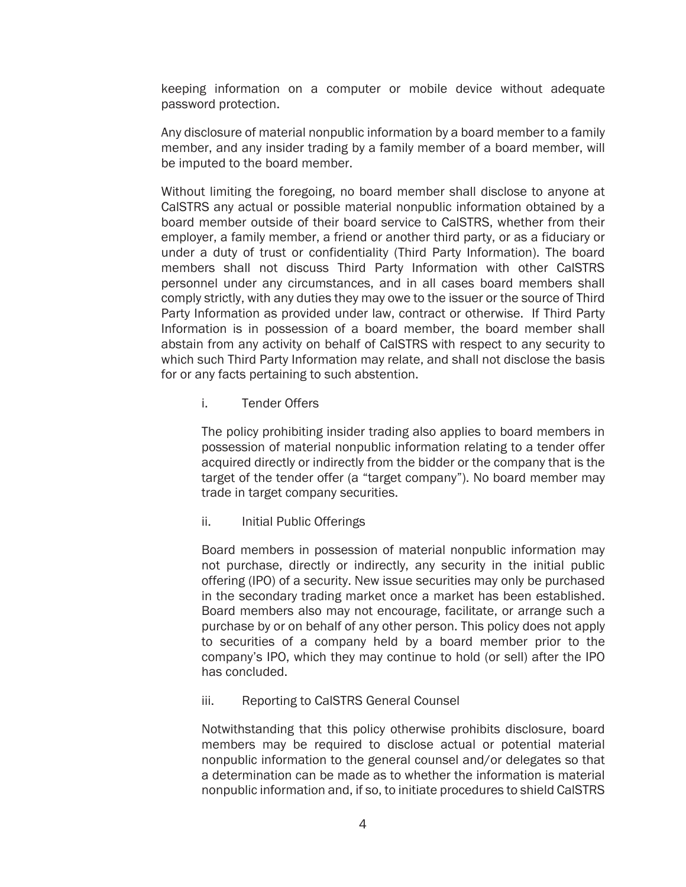keeping information on a computer or mobile device without adequate password protection.

Any disclosure of material nonpublic information by a board member to a family member, and any insider trading by a family member of a board member, will be imputed to the board member.

Without limiting the foregoing, no board member shall disclose to anyone at CalSTRS any actual or possible material nonpublic information obtained by a board member outside of their board service to CalSTRS, whether from their employer, a family member, a friend or another third party, or as a fiduciary or under a duty of trust or confidentiality (Third Party Information). The board members shall not discuss Third Party Information with other CalSTRS personnel under any circumstances, and in all cases board members shall comply strictly, with any duties they may owe to the issuer or the source of Third Party Information as provided under law, contract or otherwise. If Third Party Information is in possession of a board member, the board member shall abstain from any activity on behalf of CalSTRS with respect to any security to which such Third Party Information may relate, and shall not disclose the basis for or any facts pertaining to such abstention.

i. Tender Offers

The policy prohibiting insider trading also applies to board members in possession of material nonpublic information relating to a tender offer acquired directly or indirectly from the bidder or the company that is the target of the tender offer (a "target company"). No board member may trade in target company securities.

ii. Initial Public Offerings

Board members in possession of material nonpublic information may not purchase, directly or indirectly, any security in the initial public offering (IPO) of a security. New issue securities may only be purchased in the secondary trading market once a market has been established. Board members also may not encourage, facilitate, or arrange such a purchase by or on behalf of any other person. This policy does not apply to securities of a company held by a board member prior to the company's IPO, which they may continue to hold (or sell) after the IPO has concluded.

iii. Reporting to CalSTRS General Counsel

Notwithstanding that this policy otherwise prohibits disclosure, board members may be required to disclose actual or potential material nonpublic information to the general counsel and/or delegates so that a determination can be made as to whether the information is material nonpublic information and, if so, to initiate procedures to shield CalSTRS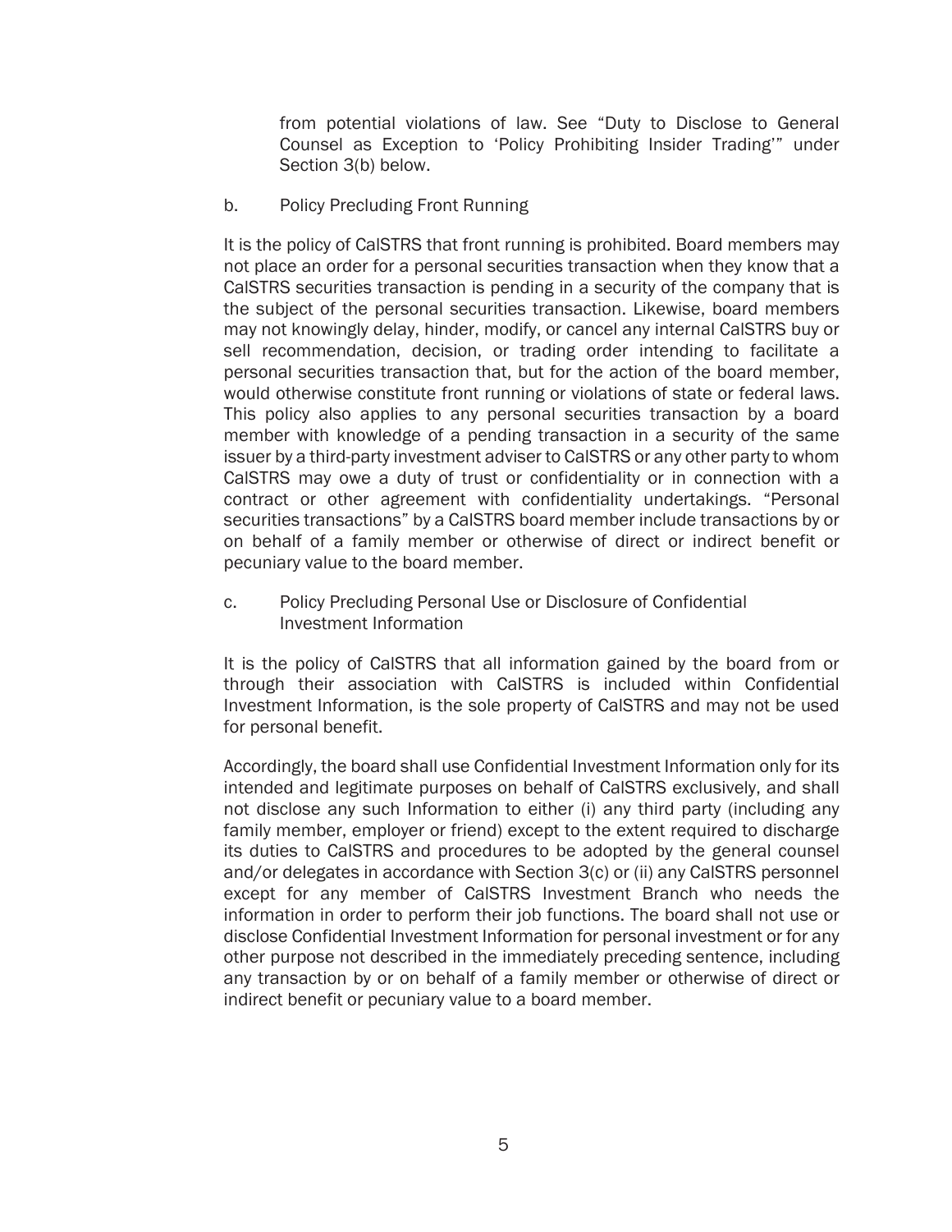from potential violations of law. See "Duty to Disclose to General Counsel as Exception to 'Policy Prohibiting Insider Trading'" under Section 3(b) below.

b. Policy Precluding Front Running

It is the policy of CalSTRS that front running is prohibited. Board members may not place an order for a personal securities transaction when they know that a CalSTRS securities transaction is pending in a security of the company that is the subject of the personal securities transaction. Likewise, board members may not knowingly delay, hinder, modify, or cancel any internal CalSTRS buy or sell recommendation, decision, or trading order intending to facilitate a personal securities transaction that, but for the action of the board member, would otherwise constitute front running or violations of state or federal laws. This policy also applies to any personal securities transaction by a board member with knowledge of a pending transaction in a security of the same issuer by a third-party investment adviser to CalSTRS or any other party to whom CalSTRS may owe a duty of trust or confidentiality or in connection with a contract or other agreement with confidentiality undertakings. "Personal securities transactions" by a CalSTRS board member include transactions by or on behalf of a family member or otherwise of direct or indirect benefit or pecuniary value to the board member.

c. Policy Precluding Personal Use or Disclosure of Confidential Investment Information

It is the policy of CalSTRS that all information gained by the board from or through their association with CalSTRS is included within Confidential Investment Information, is the sole property of CalSTRS and may not be used for personal benefit.

Accordingly, the board shall use Confidential Investment Information only for its intended and legitimate purposes on behalf of CalSTRS exclusively, and shall not disclose any such Information to either (i) any third party (including any family member, employer or friend) except to the extent required to discharge its duties to CalSTRS and procedures to be adopted by the general counsel and/or delegates in accordance with Section 3(c) or (ii) any CalSTRS personnel except for any member of CalSTRS Investment Branch who needs the information in order to perform their job functions. The board shall not use or disclose Confidential Investment Information for personal investment or for any other purpose not described in the immediately preceding sentence, including any transaction by or on behalf of a family member or otherwise of direct or indirect benefit or pecuniary value to a board member.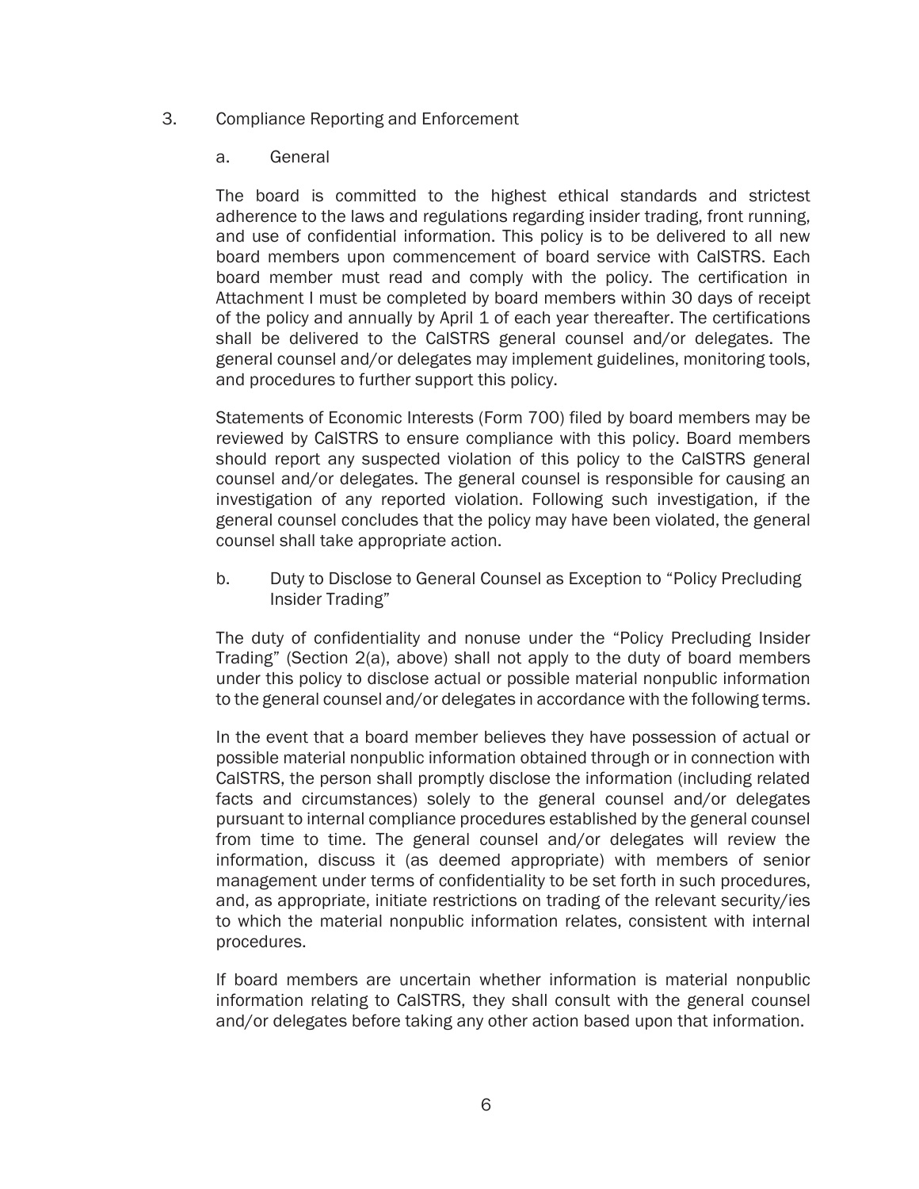3. Compliance Reporting and Enforcement

a. General

The board is committed to the highest ethical standards and strictest adherence to the laws and regulations regarding insider trading, front running, and use of confidential information. This policy is to be delivered to all new board members upon commencement of board service with CalSTRS. Each board member must read and comply with the policy. The certification in Attachment I must be completed by board members within 30 days of receipt of the policy and annually by April 1 of each year thereafter. The certifications shall be delivered to the CalSTRS general counsel and/or delegates. The general counsel and/or delegates may implement guidelines, monitoring tools, and procedures to further support this policy.

Statements of Economic Interests (Form 700) filed by board members may be reviewed by CalSTRS to ensure compliance with this policy. Board members should report any suspected violation of this policy to the CalSTRS general counsel and/or delegates. The general counsel is responsible for causing an investigation of any reported violation. Following such investigation, if the general counsel concludes that the policy may have been violated, the general counsel shall take appropriate action.

b. Duty to Disclose to General Counsel as Exception to "Policy Precluding Insider Trading"

The duty of confidentiality and nonuse under the "Policy Precluding Insider Trading" (Section 2(a), above) shall not apply to the duty of board members under this policy to disclose actual or possible material nonpublic information to the general counsel and/or delegates in accordance with the following terms.

In the event that a board member believes they have possession of actual or possible material nonpublic information obtained through or in connection with CalSTRS, the person shall promptly disclose the information (including related facts and circumstances) solely to the general counsel and/or delegates pursuant to internal compliance procedures established by the general counsel from time to time. The general counsel and/or delegates will review the information, discuss it (as deemed appropriate) with members of senior management under terms of confidentiality to be set forth in such procedures, and, as appropriate, initiate restrictions on trading of the relevant security/ies to which the material nonpublic information relates, consistent with internal procedures.

If board members are uncertain whether information is material nonpublic information relating to CalSTRS, they shall consult with the general counsel and/or delegates before taking any other action based upon that information.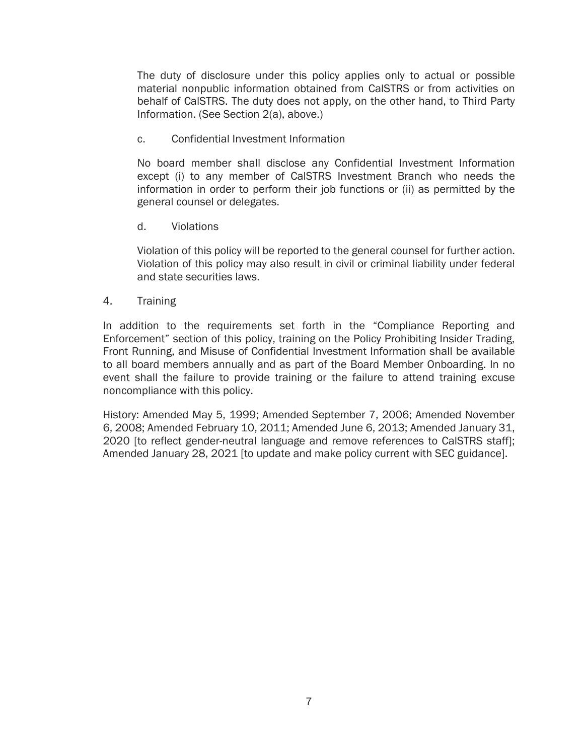The duty of disclosure under this policy applies only to actual or possible material nonpublic information obtained from CalSTRS or from activities on behalf of CalSTRS. The duty does not apply, on the other hand, to Third Party Information. (See Section 2(a), above.)

c. Confidential Investment Information

No board member shall disclose any Confidential Investment Information except (i) to any member of CalSTRS Investment Branch who needs the information in order to perform their job functions or (ii) as permitted by the general counsel or delegates.

d. Violations

Violation of this policy will be reported to the general counsel for further action. Violation of this policy may also result in civil or criminal liability under federal and state securities laws.

4. Training

In addition to the requirements set forth in the "Compliance Reporting and Enforcement" section of this policy, training on the Policy Prohibiting Insider Trading, Front Running, and Misuse of Confidential Investment Information shall be available to all board members annually and as part of the Board Member Onboarding. In no event shall the failure to provide training or the failure to attend training excuse noncompliance with this policy.

History: Amended May 5, 1999; Amended September 7, 2006; Amended November 6, 2008; Amended February 10, 2011; Amended June 6, 2013; Amended January 31, 2020 [to reflect gender-neutral language and remove references to CalSTRS staff]; Amended January 28, 2021 [to update and make policy current with SEC guidance].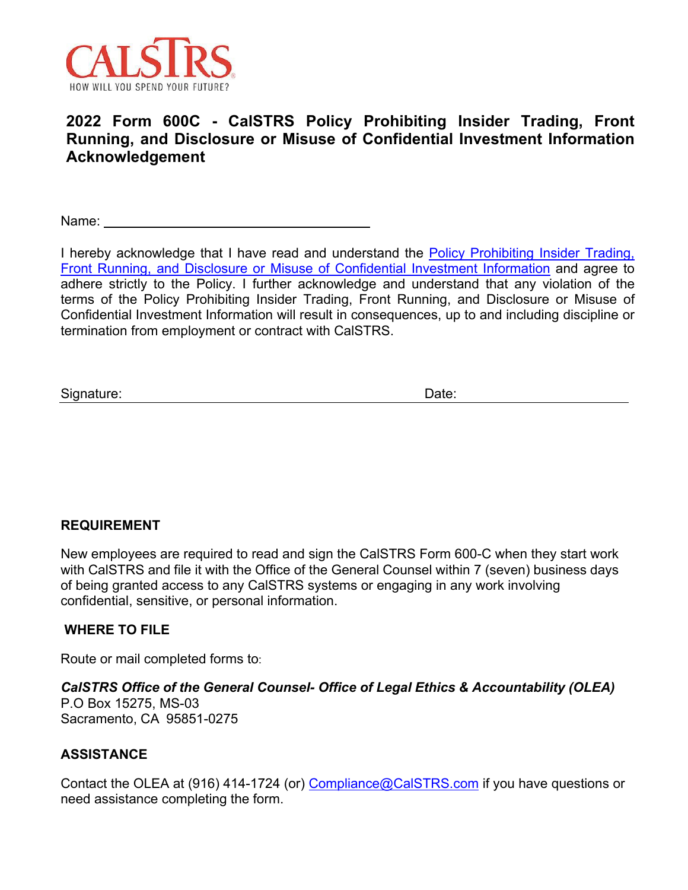CALSTRS
HOW WILL YOU SPEND YOUR FUTURE?

# 2022 Form 600C - CalSTRS Policy Prohibiting Insider Trading, Front Running, and Disclosure or Misuse of Confidential Investment Information Acknowledgement

Name: ______________________________

I hereby acknowledge that I have read and understand the Policy Prohibiting Insider Trading, Front Running, and Disclosure or Misuse of Confidential Investment Information and agree to adhere strictly to the Policy. I further acknowledge and understand that any violation of the terms of the Policy Prohibiting Insider Trading, Front Running, and Disclosure or Misuse of Confidential Investment Information will result in consequences, up to and including discipline or termination from employment or contract with CalSTRS.

Signature: ______________________________ Date: ______________

## REQUIREMENT

New employees are required to read and sign the CalSTRS Form 600-C when they start work with CalSTRS and file it with the Office of the General Counsel within 7 (seven) business days of being granted access to any CalSTRS systems or engaging in any work involving confidential, sensitive, or personal information.

## WHERE TO FILE

Route or mail completed forms to:

***CalSTRS Office of the General Counsel- Office of Legal Ethics & Accountability (OLEA)***
P.O Box 15275, MS-03
Sacramento, CA 95851-0275

## ASSISTANCE

Contact the OLEA at (916) 414-1724 (or) Compliance@CalSTRS.com if you have questions or need assistance completing the form.